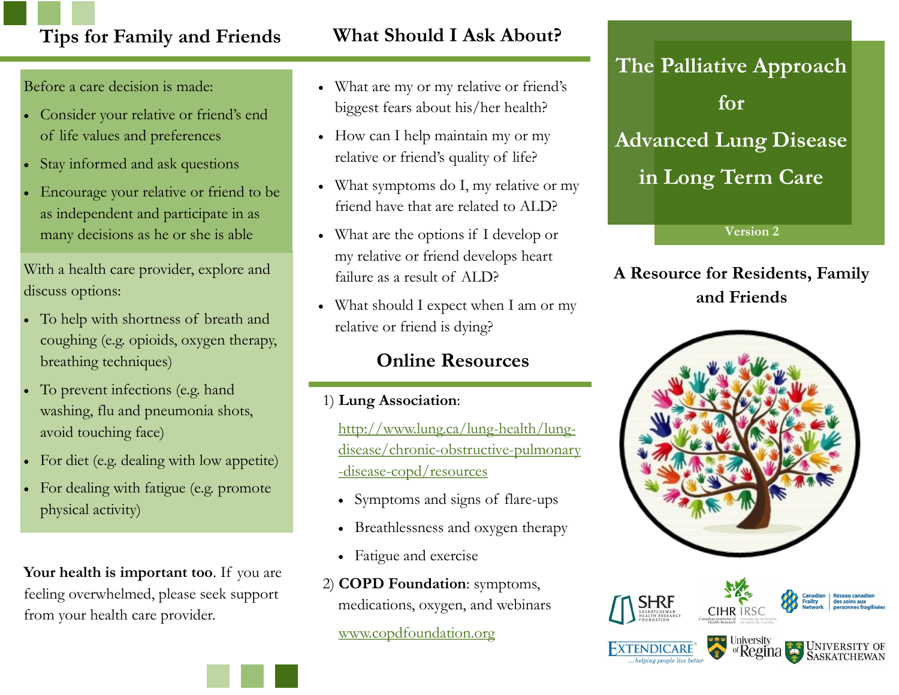## Tips for Family and Friends

Before a care decision is made:

- Consider your relative or friend's end of life values and preferences
- Stay informed and ask questions
- Encourage your relative or friend to be as independent and participate in as many decisions as he or she is able

With a health care provider, explore and discuss options:

- To help with shortness of breath and coughing (e.g. opioids, oxygen therapy, breathing techniques)
- To prevent infections (e.g. hand washing, flu and pneumonia shots, avoid touching face)
- For diet (e.g. dealing with low appetite)
- For dealing with fatigue (e.g. promote physical activity)

**Your health is important too**. If you are feeling overwhelmed, please seek support from your health care provider.

## What Should I Ask About?

- What are my or my relative or friend's biggest fears about his/her health?
- How can I help maintain my or my relative or friend's quality of life?
- What symptoms do I, my relative or my friend have that are related to ALD?
- What are the options if I develop or my relative or friend develops heart failure as a result of ALD?
- What should I expect when I am or my relative or friend is dying?

## Online Resources

1) **Lung Association**:

   http://www.lung.ca/lung-health/lung-disease/chronic-obstructive-pulmonary-disease-copd/resources

   - Symptoms and signs of flare-ups
   - Breathlessness and oxygen therapy
   - Fatigue and exercise

2) **COPD Foundation**: symptoms, medications, oxygen, and webinars

   www.copdfoundation.org

# The Palliative Approach for Advanced Lung Disease in Long Term Care

Version 2

### A Resource for Residents, Family and Friends

SHRF Saskatchewan Health Research Foundation · CIHR IRSC Canadian Institutes of Health Research / Instituts de recherche en santé du Canada · Canadian Frailty Network / Réseau canadien des soins aux personnes fragilisées · Extendicare ... helping people live better · University of Regina · University of Saskatchewan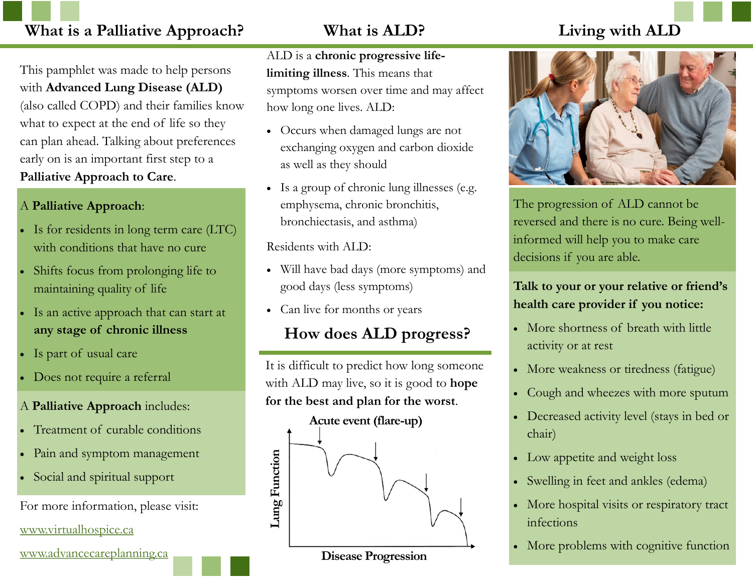## What is a Palliative Approach?

This pamphlet was made to help persons with **Advanced Lung Disease (ALD)** (also called COPD) and their families know what to expect at the end of life so they can plan ahead. Talking about preferences early on is an important first step to a **Palliative Approach to Care**.

A **Palliative Approach**:

- Is for residents in long term care (LTC) with conditions that have no cure
- Shifts focus from prolonging life to maintaining quality of life
- Is an active approach that can start at **any stage of chronic illness**
- Is part of usual care
- Does not require a referral

A **Palliative Approach** includes:

- Treatment of curable conditions
- Pain and symptom management
- Social and spiritual support

For more information, please visit:

www.virtualhospice.ca

www.advancecareplanning.ca

## What is ALD?

ALD is a **chronic progressive life-limiting illness**. This means that symptoms worsen over time and may affect how long one lives. ALD:

- Occurs when damaged lungs are not exchanging oxygen and carbon dioxide as well as they should
- Is a group of chronic lung illnesses (e.g. emphysema, chronic bronchitis, bronchiectasis, and asthma)

Residents with ALD:

- Will have bad days (more symptoms) and good days (less symptoms)
- Can live for months or years

## How does ALD progress?

It is difficult to predict how long someone with ALD may live, so it is good to **hope for the best and plan for the worst**.

Acute event (flare-up)

Lung Function

Disease Progression

## Living with ALD

The progression of ALD cannot be reversed and there is no cure. Being well-informed will help you to make care decisions if you are able.

**Talk to your or your relative or friend's health care provider if you notice:**

- More shortness of breath with little activity or at rest
- More weakness or tiredness (fatigue)
- Cough and wheezes with more sputum
- Decreased activity level (stays in bed or chair)
- Low appetite and weight loss
- Swelling in feet and ankles (edema)
- More hospital visits or respiratory tract infections
- More problems with cognitive function